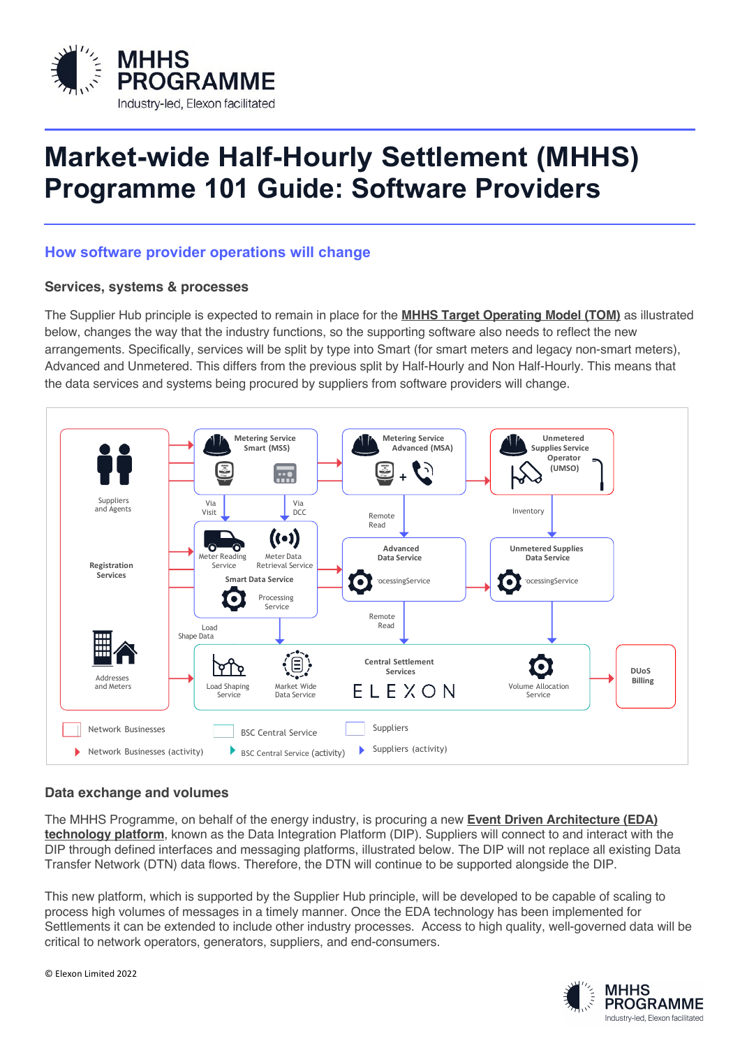# Market-wide Half-Hourly Settlement (MHHS) Programme 101 Guide: Software Providers

## How software provider operations will change

### Services, systems & processes

The Supplier Hub principle is expected to remain in place for the **MHHS Target Operating Model (TOM)** as illustrated below, changes the way that the industry functions, so the supporting software also needs to reflect the new arrangements. Specifically, services will be split by type into Smart (for smart meters and legacy non-smart meters), Advanced and Unmetered. This differs from the previous split by Half-Hourly and Non Half-Hourly. This means that the data services and systems being procured by suppliers from software providers will change.

### Data exchange and volumes

The MHHS Programme, on behalf of the energy industry, is procuring a new **Event Driven Architecture (EDA) technology platform**, known as the Data Integration Platform (DIP). Suppliers will connect to and interact with the DIP through defined interfaces and messaging platforms, illustrated below. The DIP will not replace all existing Data Transfer Network (DTN) data flows. Therefore, the DTN will continue to be supported alongside the DIP.

This new platform, which is supported by the Supplier Hub principle, will be developed to be capable of scaling to process high volumes of messages in a timely manner. Once the EDA technology has been implemented for Settlements it can be extended to include other industry processes. Access to high quality, well-governed data will be critical to network operators, generators, suppliers, and end-consumers.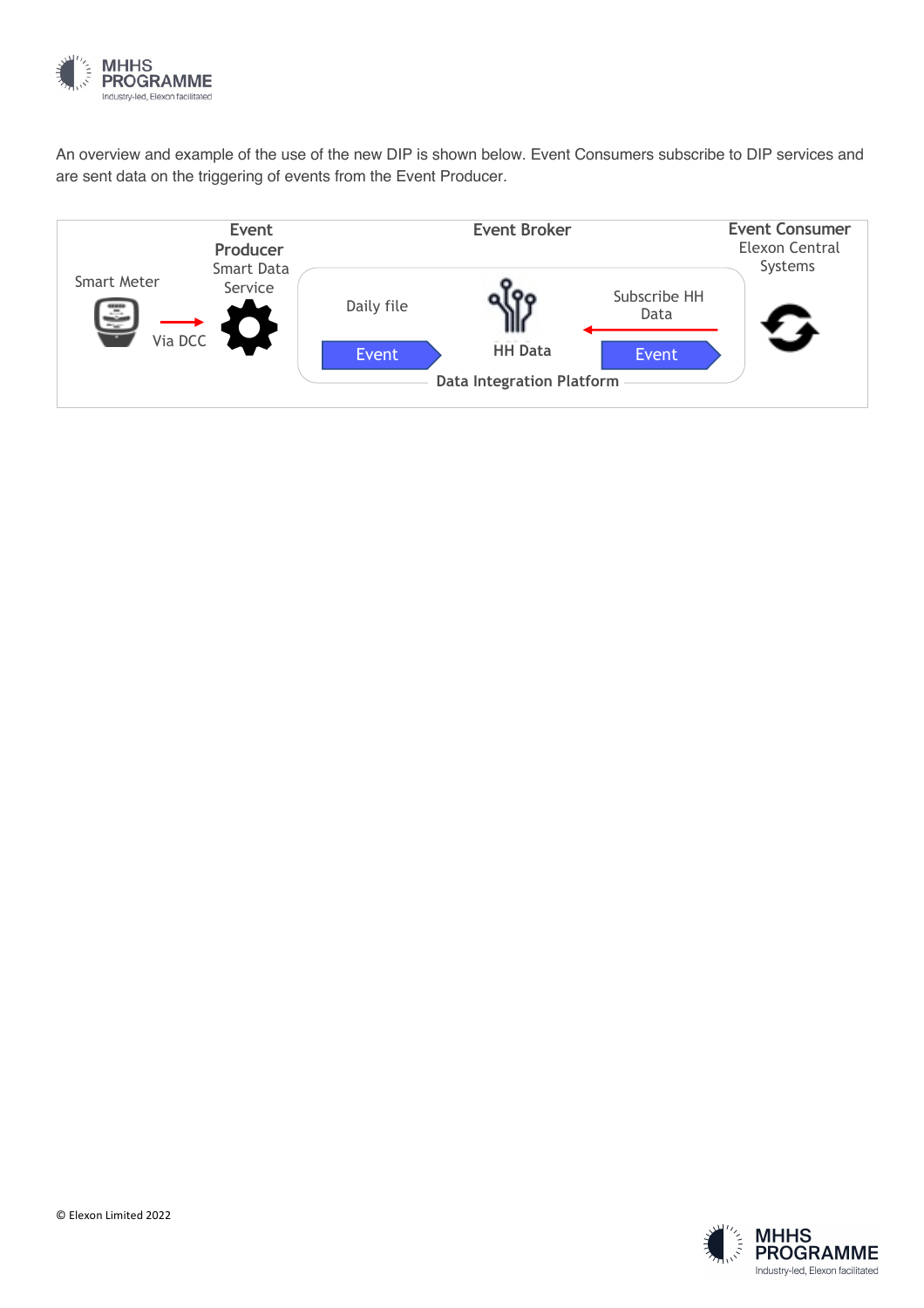An overview and example of the use of the new DIP is shown below. Event Consumers subscribe to DIP services and are sent data on the triggering of events from the Event Producer.

Event Producer
Smart Data Service

Smart Meter

Via DCC

Event Broker

Daily file

Event

HH Data

Subscribe HH Data

Event

Data Integration Platform

Event Consumer
Elexon Central Systems

© Elexon Limited 2022